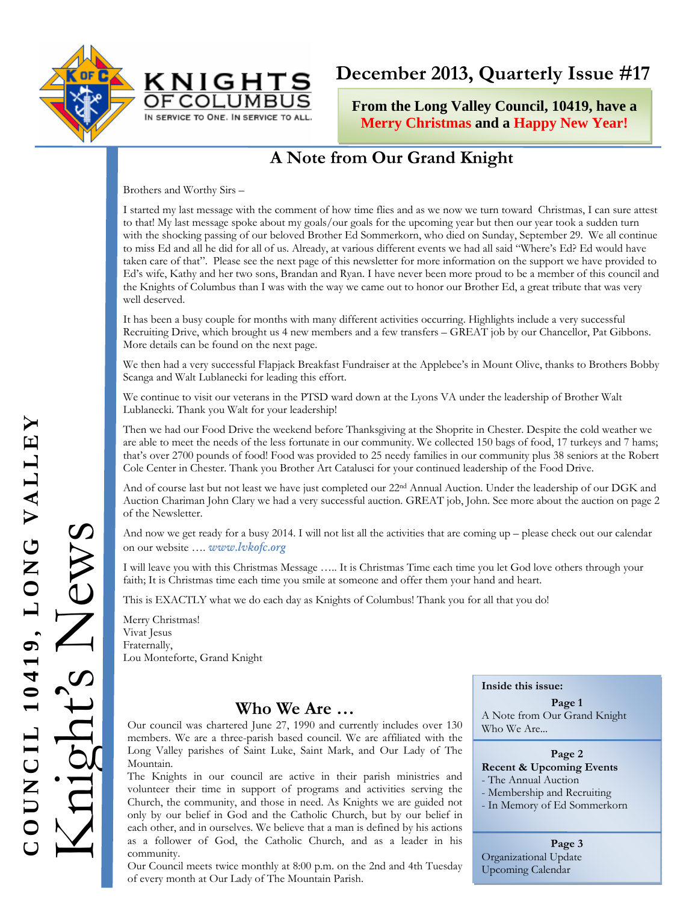# KNIGHTS OF COLUMBUS

IN SERVICE TO ONE. IN SERVICE TO ALL.

## December 2013, Quarterly Issue #17

**From the Long Valley Council, 10419, have a Merry Christmas and a Happy New Year!**

COUNCIL 10419, LONG VALLEY

Knight's News

## A Note from Our Grand Knight

Brothers and Worthy Sirs –

I started my last message with the comment of how time flies and as we now we turn toward Christmas, I can sure attest to that! My last message spoke about my goals/our goals for the upcoming year but then our year took a sudden turn with the shocking passing of our beloved Brother Ed Sommerkorn, who died on Sunday, September 29. We all continue to miss Ed and all he did for all of us. Already, at various different events we had all said "Where's Ed? Ed would have taken care of that". Please see the next page of this newsletter for more information on the support we have provided to Ed's wife, Kathy and her two sons, Brandan and Ryan. I have never been more proud to be a member of this council and the Knights of Columbus than I was with the way we came out to honor our Brother Ed, a great tribute that was very well deserved.

It has been a busy couple for months with many different activities occurring. Highlights include a very successful Recruiting Drive, which brought us 4 new members and a few transfers – GREAT job by our Chancellor, Pat Gibbons. More details can be found on the next page.

We then had a very successful Flapjack Breakfast Fundraiser at the Applebee's in Mount Olive, thanks to Brothers Bobby Scanga and Walt Lublanecki for leading this effort.

We continue to visit our veterans in the PTSD ward down at the Lyons VA under the leadership of Brother Walt Lublanecki. Thank you Walt for your leadership!

Then we had our Food Drive the weekend before Thanksgiving at the Shoprite in Chester. Despite the cold weather we are able to meet the needs of the less fortunate in our community. We collected 150 bags of food, 17 turkeys and 7 hams; that's over 2700 pounds of food! Food was provided to 25 needy families in our community plus 38 seniors at the Robert Cole Center in Chester. Thank you Brother Art Catalusci for your continued leadership of the Food Drive.

And of course last but not least we have just completed our 22nd Annual Auction. Under the leadership of our DGK and Auction Chariman John Clary we had a very successful auction. GREAT job, John. See more about the auction on page 2 of the Newsletter.

And now we get ready for a busy 2014. I will not list all the activities that are coming up – please check out our calendar on our website …. *www.lvkofc.org*

I will leave you with this Christmas Message ….. It is Christmas Time each time you let God love others through your faith; It is Christmas time each time you smile at someone and offer them your hand and heart.

This is EXACTLY what we do each day as Knights of Columbus! Thank you for all that you do!

Merry Christmas!
Vivat Jesus
Fraternally,
Lou Monteforte, Grand Knight

## Who We Are …

Our council was chartered June 27, 1990 and currently includes over 130 members. We are a three-parish based council. We are affiliated with the Long Valley parishes of Saint Luke, Saint Mark, and Our Lady of The Mountain.

The Knights in our council are active in their parish ministries and volunteer their time in support of programs and activities serving the Church, the community, and those in need. As Knights we are guided not only by our belief in God and the Catholic Church, but by our belief in each other, and in ourselves. We believe that a man is defined by his actions as a follower of God, the Catholic Church, and as a leader in his community.

Our Council meets twice monthly at 8:00 p.m. on the 2nd and 4th Tuesday of every month at Our Lady of The Mountain Parish.

**Inside this issue:**

**Page 1**
A Note from Our Grand Knight
Who We Are...

**Page 2**
**Recent & Upcoming Events**
- The Annual Auction
- Membership and Recruiting
- In Memory of Ed Sommerkorn

**Page 3**
Organizational Update
Upcoming Calendar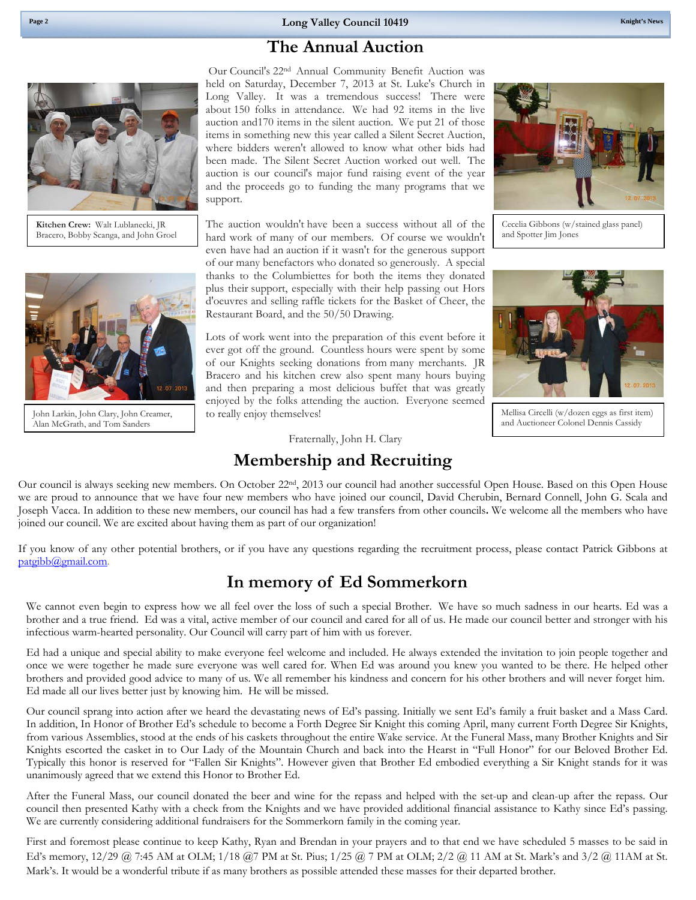# The Annual Auction

Our Council's 22nd Annual Community Benefit Auction was held on Saturday, December 7, 2013 at St. Luke's Church in Long Valley. It was a tremendous success! There were about 150 folks in attendance. We had 92 items in the live auction and170 items in the silent auction. We put 21 of those items in something new this year called a Silent Secret Auction, where bidders weren't allowed to know what other bids had been made. The Silent Secret Auction worked out well. The auction is our council's major fund raising event of the year and the proceeds go to funding the many programs that we support.

The auction wouldn't have been a success without all of the hard work of many of our members. Of course we wouldn't even have had an auction if it wasn't for the generous support of our many benefactors who donated so generously. A special thanks to the Columbiettes for both the items they donated plus their support, especially with their help passing out Hors d'oeuvres and selling raffle tickets for the Basket of Cheer, the Restaurant Board, and the 50/50 Drawing.

Lots of work went into the preparation of this event before it ever got off the ground. Countless hours were spent by some of our Knights seeking donations from many merchants. JR Bracero and his kitchen crew also spent many hours buying and then preparing a most delicious buffet that was greatly enjoyed by the folks attending the auction. Everyone seemed to really enjoy themselves!

Fraternally, John H. Clary

**Kitchen Crew:** Walt Lublanecki, JR Bracero, Bobby Scanga, and John Groel

John Larkin, John Clary, John Creamer, Alan McGrath, and Tom Sanders

Cecelia Gibbons (w/stained glass panel) and Spotter Jim Jones

Mellisa Circelli (w/dozen eggs as first item) and Auctioneer Colonel Dennis Cassidy

# Membership and Recruiting

Our council is always seeking new members. On October 22nd, 2013 our council had another successful Open House. Based on this Open House we are proud to announce that we have four new members who have joined our council, David Cherubin, Bernard Connell, John G. Scala and Joseph Vacca. In addition to these new members, our council has had a few transfers from other councils**.** We welcome all the members who have joined our council. We are excited about having them as part of our organization!

If you know of any other potential brothers, or if you have any questions regarding the recruitment process, please contact Patrick Gibbons at patgibb@gmail.com.

# In memory of Ed Sommerkorn

We cannot even begin to express how we all feel over the loss of such a special Brother. We have so much sadness in our hearts. Ed was a brother and a true friend. Ed was a vital, active member of our council and cared for all of us. He made our council better and stronger with his infectious warm-hearted personality. Our Council will carry part of him with us forever.

Ed had a unique and special ability to make everyone feel welcome and included. He always extended the invitation to join people together and once we were together he made sure everyone was well cared for. When Ed was around you knew you wanted to be there. He helped other brothers and provided good advice to many of us. We all remember his kindness and concern for his other brothers and will never forget him. Ed made all our lives better just by knowing him. He will be missed.

Our council sprang into action after we heard the devastating news of Ed's passing. Initially we sent Ed's family a fruit basket and a Mass Card. In addition, In Honor of Brother Ed's schedule to become a Forth Degree Sir Knight this coming April, many current Forth Degree Sir Knights, from various Assemblies, stood at the ends of his caskets throughout the entire Wake service. At the Funeral Mass, many Brother Knights and Sir Knights escorted the casket in to Our Lady of the Mountain Church and back into the Hearst in "Full Honor" for our Beloved Brother Ed. Typically this honor is reserved for "Fallen Sir Knights". However given that Brother Ed embodied everything a Sir Knight stands for it was unanimously agreed that we extend this Honor to Brother Ed.

After the Funeral Mass, our council donated the beer and wine for the repass and helped with the set-up and clean-up after the repass. Our council then presented Kathy with a check from the Knights and we have provided additional financial assistance to Kathy since Ed's passing. We are currently considering additional fundraisers for the Sommerkorn family in the coming year.

First and foremost please continue to keep Kathy, Ryan and Brendan in your prayers and to that end we have scheduled 5 masses to be said in Ed's memory, 12/29 @ 7:45 AM at OLM; 1/18 @7 PM at St. Pius; 1/25 @ 7 PM at OLM; 2/2 @ 11 AM at St. Mark's and 3/2 @ 11AM at St. Mark's. It would be a wonderful tribute if as many brothers as possible attended these masses for their departed brother.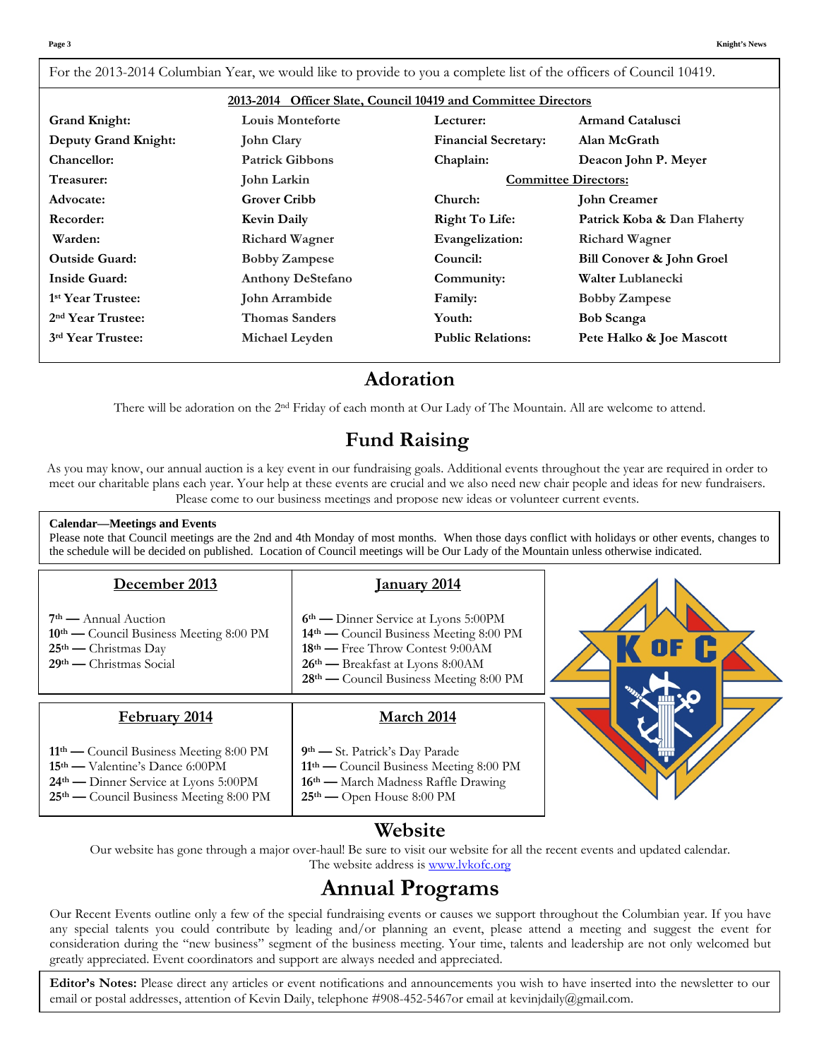For the 2013-2014 Columbian Year, we would like to provide to you a complete list of the officers of Council 10419.

**2013-2014 Officer Slate, Council 10419 and Committee Directors**

| | | | |
|---|---|---|---|
| **Grand Knight:** | **Louis Monteforte** | **Lecturer:** | **Armand Catalusci** |
| **Deputy Grand Knight:** | **John Clary** | **Financial Secretary:** | **Alan McGrath** |
| **Chancellor:** | **Patrick Gibbons** | **Chaplain:** | **Deacon John P. Meyer** |
| **Treasurer:** | **John Larkin** | **Committee Directors:** | |
| **Advocate:** | **Grover Cribb** | **Church:** | **John Creamer** |
| **Recorder:** | **Kevin Daily** | **Right To Life:** | **Patrick Koba & Dan Flaherty** |
| **Warden:** | **Richard Wagner** | **Evangelization:** | **Richard Wagner** |
| **Outside Guard:** | **Bobby Zampese** | **Council:** | **Bill Conover & John Groel** |
| **Inside Guard:** | **Anthony DeStefano** | **Community:** | **Walter Lublanecki** |
| **1st Year Trustee:** | **John Arrambide** | **Family:** | **Bobby Zampese** |
| **2nd Year Trustee:** | **Thomas Sanders** | **Youth:** | **Bob Scanga** |
| **3rd Year Trustee:** | **Michael Leyden** | **Public Relations:** | **Pete Halko & Joe Mascott** |

# Adoration

There will be adoration on the 2nd Friday of each month at Our Lady of The Mountain. All are welcome to attend.

# Fund Raising

As you may know, our annual auction is a key event in our fundraising goals. Additional events throughout the year are required in order to meet our charitable plans each year. Your help at these events are crucial and we also need new chair people and ideas for new fundraisers. Please come to our business meetings and propose new ideas or volunteer current events.

**Calendar—Meetings and Events**

Please note that Council meetings are the 2nd and 4th Monday of most months. When those days conflict with holidays or other events, changes to the schedule will be decided on published. Location of Council meetings will be Our Lady of the Mountain unless otherwise indicated.

## December 2013

**7th —** Annual Auction
**10th —** Council Business Meeting 8:00 PM
**25th —** Christmas Day
**29th —** Christmas Social

## January 2014

**6th —** Dinner Service at Lyons 5:00PM
**14th —** Council Business Meeting 8:00 PM
**18th —** Free Throw Contest 9:00AM
**26th —** Breakfast at Lyons 8:00AM
**28th —** Council Business Meeting 8:00 PM

## February 2014

**11th —** Council Business Meeting 8:00 PM
**15th —** Valentine's Dance 6:00PM
**24th —** Dinner Service at Lyons 5:00PM
**25th —** Council Business Meeting 8:00 PM

## March 2014

**9th —** St. Patrick's Day Parade
**11th —** Council Business Meeting 8:00 PM
**16th —** March Madness Raffle Drawing
**25th —** Open House 8:00 PM

# Website

Our website has gone through a major over-haul! Be sure to visit our website for all the recent events and updated calendar. The website address is www.lvkofc.org

# Annual Programs

Our Recent Events outline only a few of the special fundraising events or causes we support throughout the Columbian year. If you have any special talents you could contribute by leading and/or planning an event, please attend a meeting and suggest the event for consideration during the "new business" segment of the business meeting. Your time, talents and leadership are not only welcomed but greatly appreciated. Event coordinators and support are always needed and appreciated.

**Editor's Notes:** Please direct any articles or event notifications and announcements you wish to have inserted into the newsletter to our email or postal addresses, attention of Kevin Daily, telephone #908-452-5467or email at kevinjdaily@gmail.com.